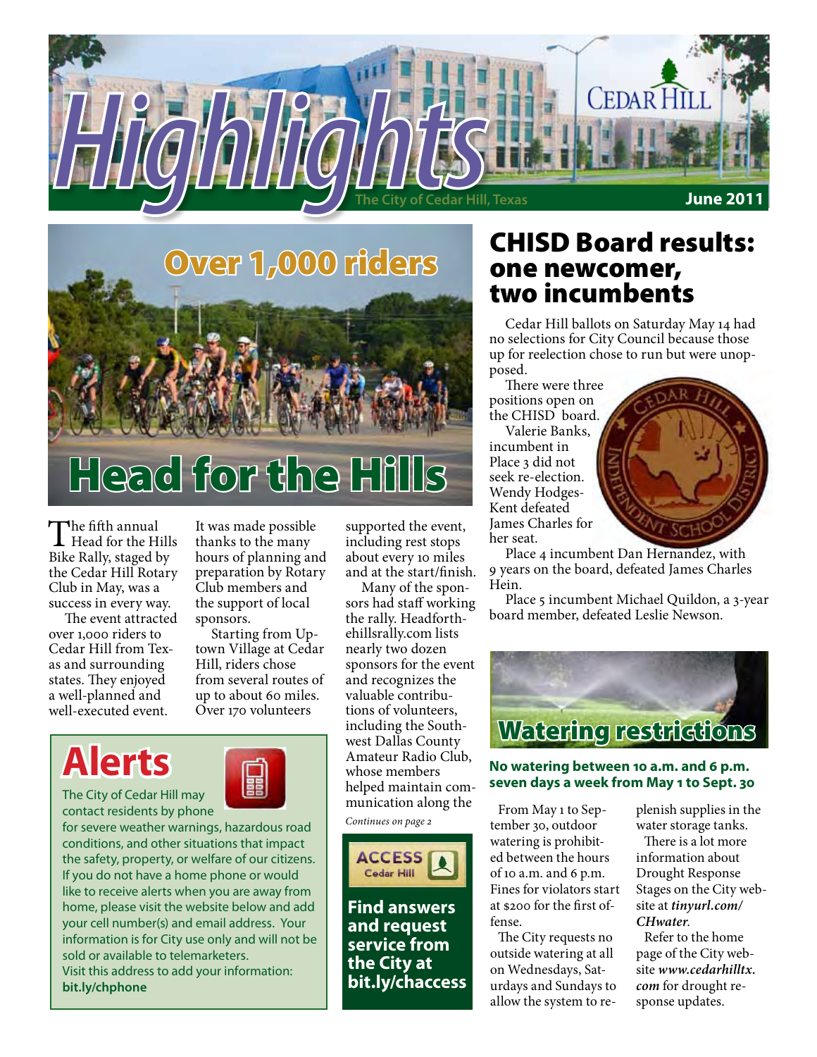# Highlights

The City of Cedar Hill, Texas

June 2011

## Over 1,000 riders

## Head for the Hills

The fifth annual Head for the Hills Bike Rally, staged by the Cedar Hill Rotary Club in May, was a success in every way.

The event attracted over 1,000 riders to Cedar Hill from Texas and surrounding states. They enjoyed a well-planned and well-executed event.

It was made possible thanks to the many hours of planning and preparation by Rotary Club members and the support of local sponsors.

Starting from Uptown Village at Cedar Hill, riders chose from several routes of up to about 60 miles. Over 170 volunteers supported the event, including rest stops about every 10 miles and at the start/finish.

Many of the sponsors had staff working the rally. Headforthehillsrally.com lists nearly two dozen sponsors for the event and recognizes the valuable contributions of volunteers, including the Southwest Dallas County Amateur Radio Club, whose members helped maintain communication along the

*Continues on page 2*

## Alerts

The City of Cedar Hill may contact residents by phone for severe weather warnings, hazardous road conditions, and other situations that impact the safety, property, or welfare of our citizens. If you do not have a home phone or would like to receive alerts when you are away from home, please visit the website below and add your cell number(s) and email address. Your information is for City use only and will not be sold or available to telemarketers.

Visit this address to add your information:
**bit.ly/chphone**

ACCESS Cedar Hill

**Find answers and request service from the City at bit.ly/chaccess**

## CHISD Board results: one newcomer, two incumbents

Cedar Hill ballots on Saturday May 14 had no selections for City Council because those up for reelection chose to run but were unopposed.

There were three positions open on the CHISD board.

Valerie Banks, incumbent in Place 3 did not seek re-election. Wendy Hodges-Kent defeated James Charles for her seat.

Place 4 incumbent Dan Hernandez, with 9 years on the board, defeated James Charles Hein.

Place 5 incumbent Michael Quildon, a 3-year board member, defeated Leslie Newson.

## Watering restrictions

**No watering between 10 a.m. and 6 p.m. seven days a week from May 1 to Sept. 30**

From May 1 to September 30, outdoor watering is prohibited between the hours of 10 a.m. and 6 p.m. Fines for violators start at $200 for the first offense.

The City requests no outside watering at all on Wednesdays, Saturdays and Sundays to allow the system to replenish supplies in the water storage tanks.

There is a lot more information about Drought Response Stages on the City website at ***tinyurl.com/CHwater***.

Refer to the home page of the City website ***www.cedarhilltx.com*** for drought response updates.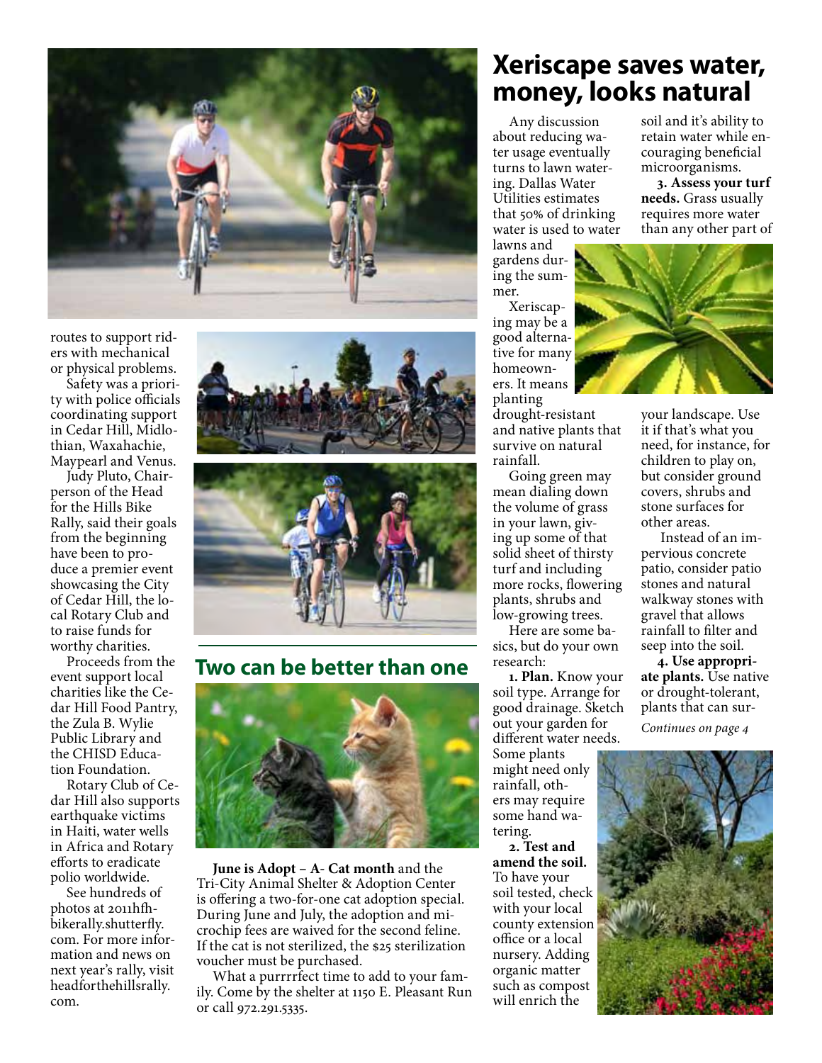routes to support riders with mechanical or physical problems.

Safety was a priority with police officials coordinating support in Cedar Hill, Midlothian, Waxahachie, Maypearl and Venus.

Judy Pluto, Chairperson of the Head for the Hills Bike Rally, said their goals from the beginning have been to produce a premier event showcasing the City of Cedar Hill, the local Rotary Club and to raise funds for worthy charities.

Proceeds from the event support local charities like the Cedar Hill Food Pantry, the Zula B. Wylie Public Library and the CHISD Education Foundation.

Rotary Club of Cedar Hill also supports earthquake victims in Haiti, water wells in Africa and Rotary efforts to eradicate polio worldwide.

See hundreds of photos at 2011hfhbikerally.shutterfly.com. For more information and news on next year's rally, visit headforthehillsrally.com.

## Two can be better than one

**June is Adopt – A- Cat month** and the Tri-City Animal Shelter & Adoption Center is offering a two-for-one cat adoption special. During June and July, the adoption and microchip fees are waived for the second feline. If the cat is not sterilized, the $25 sterilization voucher must be purchased.

What a purrrrfect time to add to your family. Come by the shelter at 1150 E. Pleasant Run or call 972.291.5335.

# Xeriscape saves water, money, looks natural

Any discussion about reducing water usage eventually turns to lawn watering. Dallas Water Utilities estimates that 50% of drinking water is used to water lawns and gardens during the summer.

Xeriscaping may be a good alternative for many homeowners. It means planting drought-resistant and native plants that survive on natural rainfall.

Going green may mean dialing down the volume of grass in your lawn, giving up some of that solid sheet of thirsty turf and including more rocks, flowering plants, shrubs and low-growing trees.

Here are some basics, but do your own research:

**1. Plan.** Know your soil type. Arrange for good drainage. Sketch out your garden for different water needs. Some plants might need only rainfall, others may require some hand watering.

**2. Test and amend the soil.** To have your soil tested, check with your local county extension office or a local nursery. Adding organic matter such as compost will enrich the soil and it's ability to retain water while encouraging beneficial microorganisms.

**3. Assess your turf needs.** Grass usually requires more water than any other part of your landscape. Use it if that's what you need, for instance, for children to play on, but consider ground covers, shrubs and stone surfaces for other areas.

Instead of an impervious concrete patio, consider patio stones and natural walkway stones with gravel that allows rainfall to filter and seep into the soil.

**4. Use appropriate plants.** Use native or drought-tolerant, plants that can sur-

*Continues on page 4*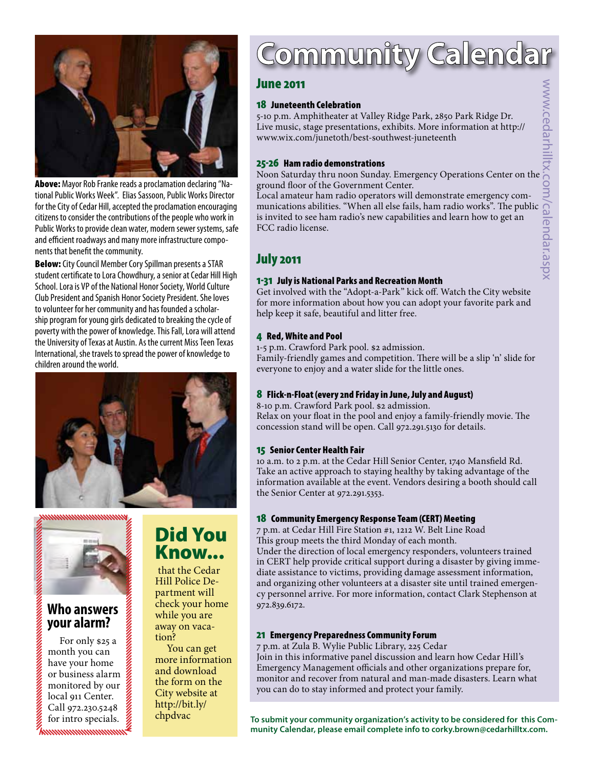**Above:** Mayor Rob Franke reads a proclamation declaring "National Public Works Week". Elias Sassoon, Public Works Director for the City of Cedar Hill, accepted the proclamation encouraging citizens to consider the contributions of the people who work in Public Works to provide clean water, modern sewer systems, safe and efficient roadways and many more infrastructure components that benefit the community.

**Below:** City Council Member Cory Spillman presents a STAR student certificate to Lora Chowdhury, a senior at Cedar Hill High School. Lora is VP of the National Honor Society, World Culture Club President and Spanish Honor Society President. She loves to volunteer for her community and has founded a scholarship program for young girls dedicated to breaking the cycle of poverty with the power of knowledge. This Fall, Lora will attend the University of Texas at Austin. As the current Miss Teen Texas International, she travels to spread the power of knowledge to children around the world.

## Who answers your alarm?

For only $25 a month you can have your home or business alarm monitored by our local 911 Center. Call 972.230.5248 for intro specials.

## Did You Know...

that the Cedar Hill Police Department will check your home while you are away on vacation?

You can get more information and download the form on the City website at http://bit.ly/chpdvac

# Community Calendar

www.cedarhilltx.com/calendar.aspx

## June 2011

### 18 Juneteenth Celebration

5-10 p.m. Amphitheater at Valley Ridge Park, 2850 Park Ridge Dr.
Live music, stage presentations, exhibits. More information at http://www.wix.com/junetoth/best-southwest-juneteenth

### 25-26 Ham radio demonstrations

Noon Saturday thru noon Sunday. Emergency Operations Center on the ground floor of the Government Center.
Local amateur ham radio operators will demonstrate emergency communications abilities. "When all else fails, ham radio works". The public is invited to see ham radio's new capabilities and learn how to get an FCC radio license.

## July 2011

### 1-31 July is National Parks and Recreation Month

Get involved with the "Adopt-a-Park" kick off. Watch the City website for more information about how you can adopt your favorite park and help keep it safe, beautiful and litter free.

### 4 Red, White and Pool

1-5 p.m. Crawford Park pool. $2 admission.
Family-friendly games and competition. There will be a slip 'n' slide for everyone to enjoy and a water slide for the little ones.

### 8 Flick-n-Float (every 2nd Friday in June, July and August)

8-10 p.m. Crawford Park pool. $2 admission.
Relax on your float in the pool and enjoy a family-friendly movie. The concession stand will be open. Call 972.291.5130 for details.

### 15 Senior Center Health Fair

10 a.m. to 2 p.m. at the Cedar Hill Senior Center, 1740 Mansfield Rd.
Take an active approach to staying healthy by taking advantage of the information available at the event. Vendors desiring a booth should call the Senior Center at 972.291.5353.

### 18 Community Emergency Response Team (CERT) Meeting

7 p.m. at Cedar Hill Fire Station #1, 1212 W. Belt Line Road
This group meets the third Monday of each month.
Under the direction of local emergency responders, volunteers trained in CERT help provide critical support during a disaster by giving immediate assistance to victims, providing damage assessment information, and organizing other volunteers at a disaster site until trained emergency personnel arrive. For more information, contact Clark Stephenson at 972.839.6172.

### 21 Emergency Preparedness Community Forum

7 p.m. at Zula B. Wylie Public Library, 225 Cedar
Join in this informative panel discussion and learn how Cedar Hill's Emergency Management officials and other organizations prepare for, monitor and recover from natural and man-made disasters. Learn what you can do to stay informed and protect your family.

**To submit your community organization's activity to be considered for this Community Calendar, please email complete info to corky.brown@cedarhilltx.com.**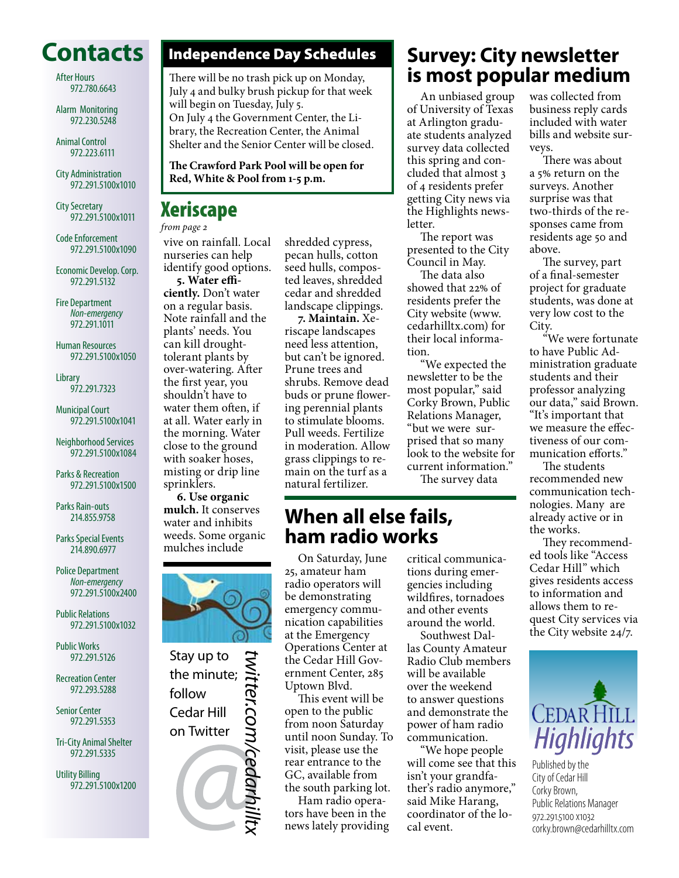# Contacts

After Hours
972.780.6643

Alarm Monitoring
972.230.5248

Animal Control
972.223.6111

City Administration
972.291.5100x1010

City Secretary
972.291.5100x1011

Code Enforcement
972.291.5100x1090

Economic Develop. Corp.
972.291.5132

Fire Department
*Non-emergency*
972.291.1011

Human Resources
972.291.5100x1050

Library
972.291.7323

Municipal Court
972.291.5100x1041

Neighborhood Services
972.291.5100x1084

Parks & Recreation
972.291.5100x1500

Parks Rain-outs
214.855.9758

Parks Special Events
214.890.6977

Police Department
*Non-emergency*
972.291.5100x2400

Public Relations
972.291.5100x1032

Public Works
972.291.5126

Recreation Center
972.293.5288

Senior Center
972.291.5353

Tri-City Animal Shelter
972.291.5335

Utility Billing
972.291.5100x1200

## Independence Day Schedules

There will be no trash pick up on Monday, July 4 and bulky brush pickup for that week will begin on Tuesday, July 5.
On July 4 the Government Center, the Library, the Recreation Center, the Animal Shelter and the Senior Center will be closed.

**The Crawford Park Pool will be open for Red, White & Pool from 1-5 p.m.**

## Xeriscape

*from page 2*

vive on rainfall. Local nurseries can help identify good options.

**5. Water efficiently.** Don't water on a regular basis. Note rainfall and the plants' needs. You can kill drought-tolerant plants by over-watering. After the first year, you shouldn't have to water them often, if at all. Water early in the morning. Water close to the ground with soaker hoses, misting or drip line sprinklers.

**6. Use organic mulch.** It conserves water and inhibits weeds. Some organic mulches include shredded cypress, pecan hulls, cotton seed hulls, composted leaves, shredded cedar and shredded landscape clippings.

**7. Maintain.** Xeriscape landscapes need less attention, but can't be ignored. Prune trees and shrubs. Remove dead buds or prune flowering perennial plants to stimulate blooms. Pull weeds. Fertilize in moderation. Allow grass clippings to remain on the turf as a natural fertilizer.

Stay up to the minute; follow Cedar Hill on Twitter

twitter.com/cedarhilltx

## Survey: City newsletter is most popular medium

An unbiased group of University of Texas at Arlington graduate students analyzed survey data collected this spring and concluded that almost 3 of 4 residents prefer getting City news via the Highlights newsletter.

The report was presented to the City Council in May.

The data also showed that 22% of residents prefer the City website (www.cedarhilltx.com) for their local information.

"We expected the newsletter to be the most popular," said Corky Brown, Public Relations Manager, "but we were surprised that so many look to the website for current information."

The survey data was collected from business reply cards included with water bills and website surveys.

There was about a 5% return on the surveys. Another surprise was that two-thirds of the responses came from residents age 50 and above.

The survey, part of a final-semester project for graduate students, was done at very low cost to the City.

"We were fortunate to have Public Administration graduate students and their professor analyzing our data," said Brown. "It's important that we measure the effectiveness of our communication efforts."

The students recommended new communication technologies. Many are already active or in the works.

They recommended tools like "Access Cedar Hill" which gives residents access to information and allows them to request City services via the City website 24/7.

## When all else fails, ham radio works

On Saturday, June 25, amateur ham radio operators will be demonstrating emergency communication capabilities at the Emergency Operations Center at the Cedar Hill Government Center, 285 Uptown Blvd.

This event will be open to the public from noon Saturday until noon Sunday. To visit, please use the rear entrance to the GC, available from the south parking lot.

Ham radio operators have been in the news lately providing critical communications during emergencies including wildfires, tornadoes and other events around the world.

Southwest Dallas County Amateur Radio Club members will be available over the weekend to answer questions and demonstrate the power of ham radio communication.

"We hope people will come see that this isn't your grandfather's radio anymore," said Mike Harang, coordinator of the local event.

CEDAR HILL *Highlights*

Published by the
City of Cedar Hill
Corky Brown,
Public Relations Manager
972.291.5100 x1032
corky.brown@cedarhilltx.com